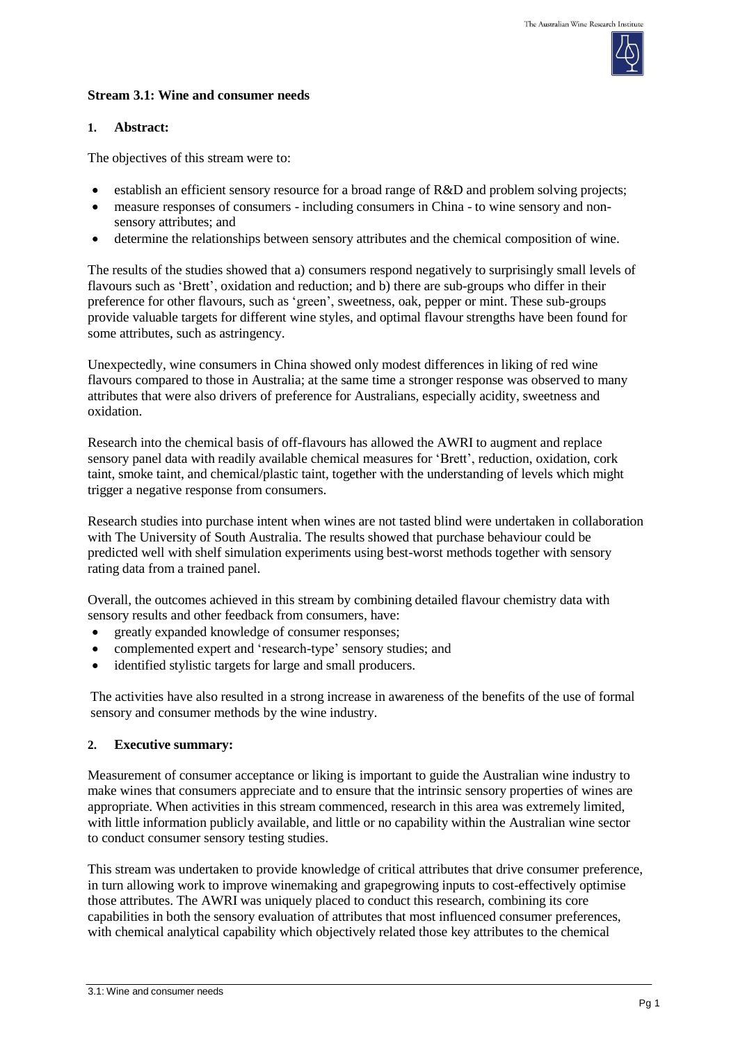## Stream 3.1: Wine and consumer needs

### 1. Abstract:

The objectives of this stream were to:

- establish an efficient sensory resource for a broad range of R&D and problem solving projects;
- measure responses of consumers - including consumers in China - to wine sensory and non-sensory attributes; and
- determine the relationships between sensory attributes and the chemical composition of wine.

The results of the studies showed that a) consumers respond negatively to surprisingly small levels of flavours such as 'Brett', oxidation and reduction; and b) there are sub-groups who differ in their preference for other flavours, such as 'green', sweetness, oak, pepper or mint. These sub-groups provide valuable targets for different wine styles, and optimal flavour strengths have been found for some attributes, such as astringency.

Unexpectedly, wine consumers in China showed only modest differences in liking of red wine flavours compared to those in Australia; at the same time a stronger response was observed to many attributes that were also drivers of preference for Australians, especially acidity, sweetness and oxidation.

Research into the chemical basis of off-flavours has allowed the AWRI to augment and replace sensory panel data with readily available chemical measures for 'Brett', reduction, oxidation, cork taint, smoke taint, and chemical/plastic taint, together with the understanding of levels which might trigger a negative response from consumers.

Research studies into purchase intent when wines are not tasted blind were undertaken in collaboration with The University of South Australia. The results showed that purchase behaviour could be predicted well with shelf simulation experiments using best-worst methods together with sensory rating data from a trained panel.

Overall, the outcomes achieved in this stream by combining detailed flavour chemistry data with sensory results and other feedback from consumers, have:

- greatly expanded knowledge of consumer responses;
- complemented expert and 'research-type' sensory studies; and
- identified stylistic targets for large and small producers.

The activities have also resulted in a strong increase in awareness of the benefits of the use of formal sensory and consumer methods by the wine industry.

### 2. Executive summary:

Measurement of consumer acceptance or liking is important to guide the Australian wine industry to make wines that consumers appreciate and to ensure that the intrinsic sensory properties of wines are appropriate. When activities in this stream commenced, research in this area was extremely limited, with little information publicly available, and little or no capability within the Australian wine sector to conduct consumer sensory testing studies.

This stream was undertaken to provide knowledge of critical attributes that drive consumer preference, in turn allowing work to improve winemaking and grapegrowing inputs to cost-effectively optimise those attributes. The AWRI was uniquely placed to conduct this research, combining its core capabilities in both the sensory evaluation of attributes that most influenced consumer preferences, with chemical analytical capability which objectively related those key attributes to the chemical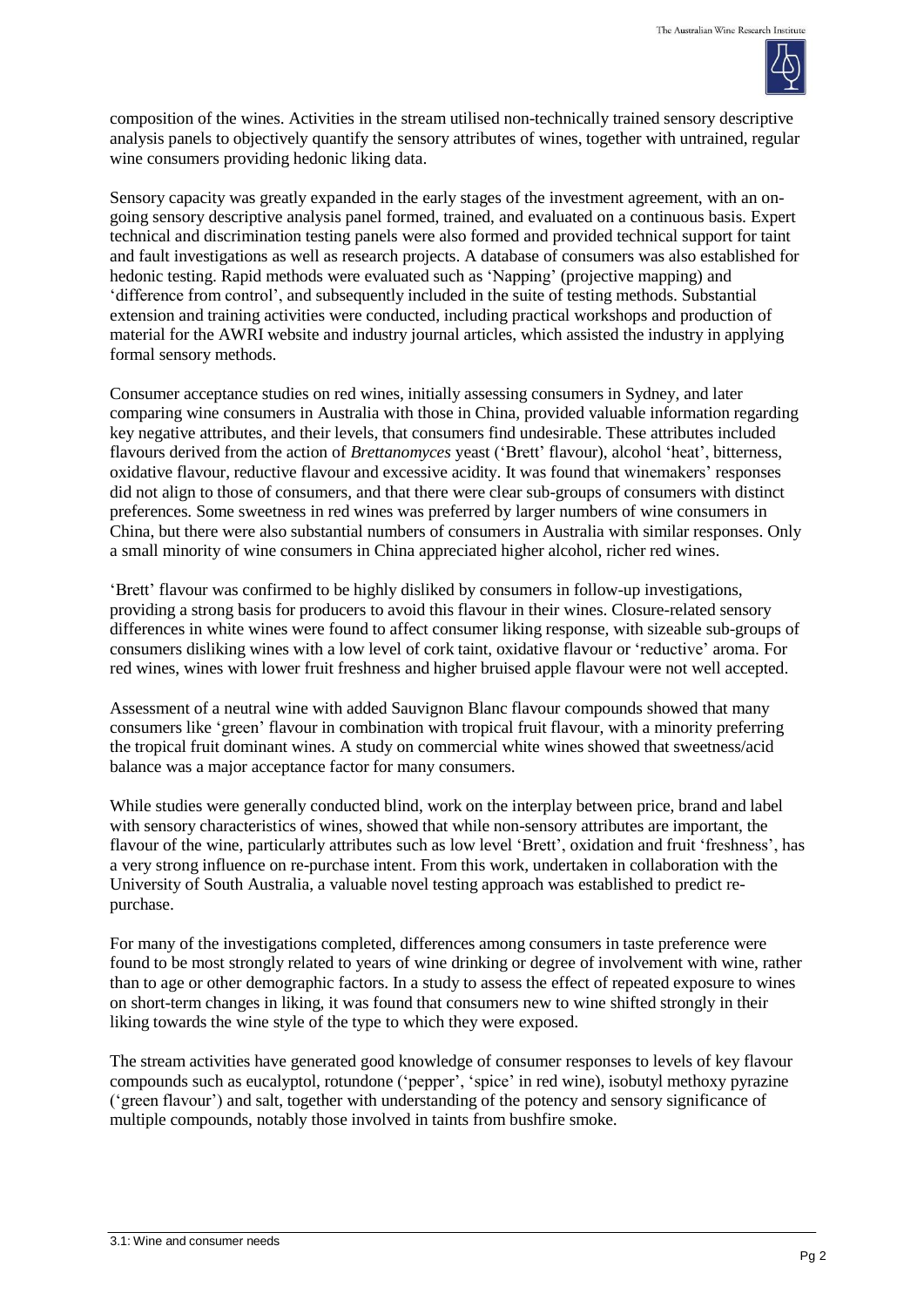composition of the wines. Activities in the stream utilised non-technically trained sensory descriptive analysis panels to objectively quantify the sensory attributes of wines, together with untrained, regular wine consumers providing hedonic liking data.

Sensory capacity was greatly expanded in the early stages of the investment agreement, with an on-going sensory descriptive analysis panel formed, trained, and evaluated on a continuous basis. Expert technical and discrimination testing panels were also formed and provided technical support for taint and fault investigations as well as research projects. A database of consumers was also established for hedonic testing. Rapid methods were evaluated such as 'Napping' (projective mapping) and 'difference from control', and subsequently included in the suite of testing methods. Substantial extension and training activities were conducted, including practical workshops and production of material for the AWRI website and industry journal articles, which assisted the industry in applying formal sensory methods.

Consumer acceptance studies on red wines, initially assessing consumers in Sydney, and later comparing wine consumers in Australia with those in China, provided valuable information regarding key negative attributes, and their levels, that consumers find undesirable. These attributes included flavours derived from the action of *Brettanomyces* yeast ('Brett' flavour), alcohol 'heat', bitterness, oxidative flavour, reductive flavour and excessive acidity. It was found that winemakers' responses did not align to those of consumers, and that there were clear sub-groups of consumers with distinct preferences. Some sweetness in red wines was preferred by larger numbers of wine consumers in China, but there were also substantial numbers of consumers in Australia with similar responses. Only a small minority of wine consumers in China appreciated higher alcohol, richer red wines.

'Brett' flavour was confirmed to be highly disliked by consumers in follow-up investigations, providing a strong basis for producers to avoid this flavour in their wines. Closure-related sensory differences in white wines were found to affect consumer liking response, with sizeable sub-groups of consumers disliking wines with a low level of cork taint, oxidative flavour or 'reductive' aroma. For red wines, wines with lower fruit freshness and higher bruised apple flavour were not well accepted.

Assessment of a neutral wine with added Sauvignon Blanc flavour compounds showed that many consumers like 'green' flavour in combination with tropical fruit flavour, with a minority preferring the tropical fruit dominant wines. A study on commercial white wines showed that sweetness/acid balance was a major acceptance factor for many consumers.

While studies were generally conducted blind, work on the interplay between price, brand and label with sensory characteristics of wines, showed that while non-sensory attributes are important, the flavour of the wine, particularly attributes such as low level 'Brett', oxidation and fruit 'freshness', has a very strong influence on re-purchase intent. From this work, undertaken in collaboration with the University of South Australia, a valuable novel testing approach was established to predict re-purchase.

For many of the investigations completed, differences among consumers in taste preference were found to be most strongly related to years of wine drinking or degree of involvement with wine, rather than to age or other demographic factors. In a study to assess the effect of repeated exposure to wines on short-term changes in liking, it was found that consumers new to wine shifted strongly in their liking towards the wine style of the type to which they were exposed.

The stream activities have generated good knowledge of consumer responses to levels of key flavour compounds such as eucalyptol, rotundone ('pepper', 'spice' in red wine), isobutyl methoxy pyrazine ('green flavour') and salt, together with understanding of the potency and sensory significance of multiple compounds, notably those involved in taints from bushfire smoke.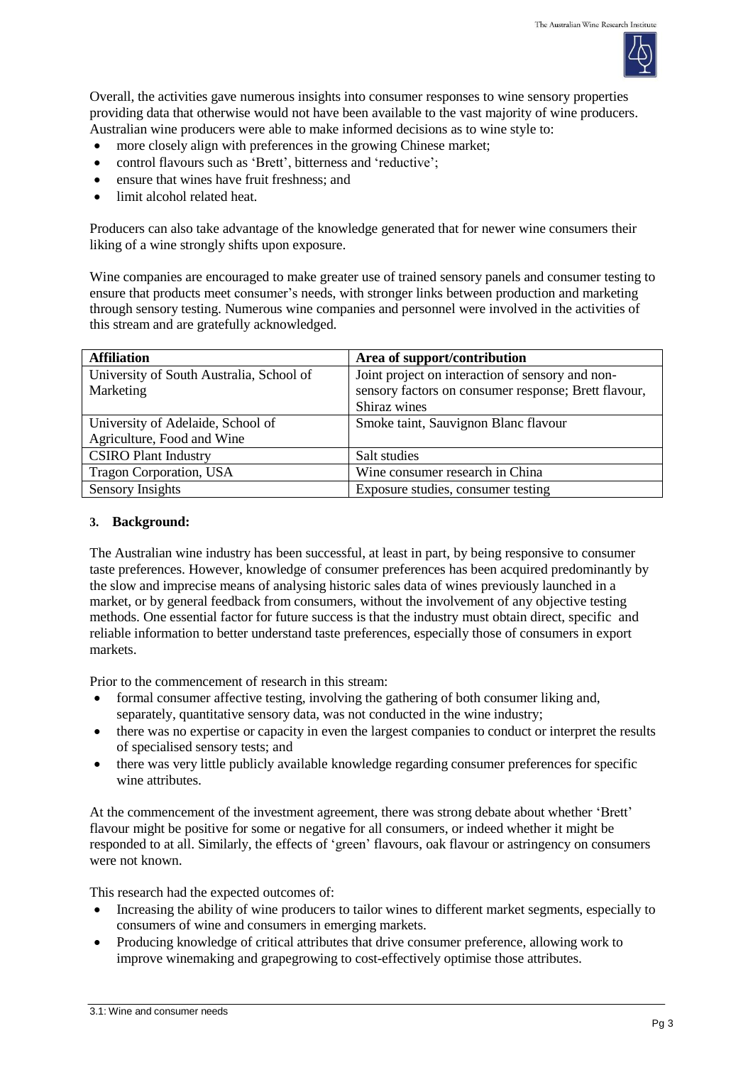Overall, the activities gave numerous insights into consumer responses to wine sensory properties providing data that otherwise would not have been available to the vast majority of wine producers. Australian wine producers were able to make informed decisions as to wine style to:

- more closely align with preferences in the growing Chinese market;
- control flavours such as 'Brett', bitterness and 'reductive';
- ensure that wines have fruit freshness; and
- limit alcohol related heat.

Producers can also take advantage of the knowledge generated that for newer wine consumers their liking of a wine strongly shifts upon exposure.

Wine companies are encouraged to make greater use of trained sensory panels and consumer testing to ensure that products meet consumer's needs, with stronger links between production and marketing through sensory testing. Numerous wine companies and personnel were involved in the activities of this stream and are gratefully acknowledged.

| Affiliation | Area of support/contribution |
| --- | --- |
| University of South Australia, School of Marketing | Joint project on interaction of sensory and non-sensory factors on consumer response; Brett flavour, Shiraz wines |
| University of Adelaide, School of Agriculture, Food and Wine | Smoke taint, Sauvignon Blanc flavour |
| CSIRO Plant Industry | Salt studies |
| Tragon Corporation, USA | Wine consumer research in China |
| Sensory Insights | Exposure studies, consumer testing |

## 3. Background:

The Australian wine industry has been successful, at least in part, by being responsive to consumer taste preferences. However, knowledge of consumer preferences has been acquired predominantly by the slow and imprecise means of analysing historic sales data of wines previously launched in a market, or by general feedback from consumers, without the involvement of any objective testing methods. One essential factor for future success is that the industry must obtain direct, specific and reliable information to better understand taste preferences, especially those of consumers in export markets.

Prior to the commencement of research in this stream:

- formal consumer affective testing, involving the gathering of both consumer liking and, separately, quantitative sensory data, was not conducted in the wine industry;
- there was no expertise or capacity in even the largest companies to conduct or interpret the results of specialised sensory tests; and
- there was very little publicly available knowledge regarding consumer preferences for specific wine attributes.

At the commencement of the investment agreement, there was strong debate about whether 'Brett' flavour might be positive for some or negative for all consumers, or indeed whether it might be responded to at all. Similarly, the effects of 'green' flavours, oak flavour or astringency on consumers were not known.

This research had the expected outcomes of:

- Increasing the ability of wine producers to tailor wines to different market segments, especially to consumers of wine and consumers in emerging markets.
- Producing knowledge of critical attributes that drive consumer preference, allowing work to improve winemaking and grapegrowing to cost-effectively optimise those attributes.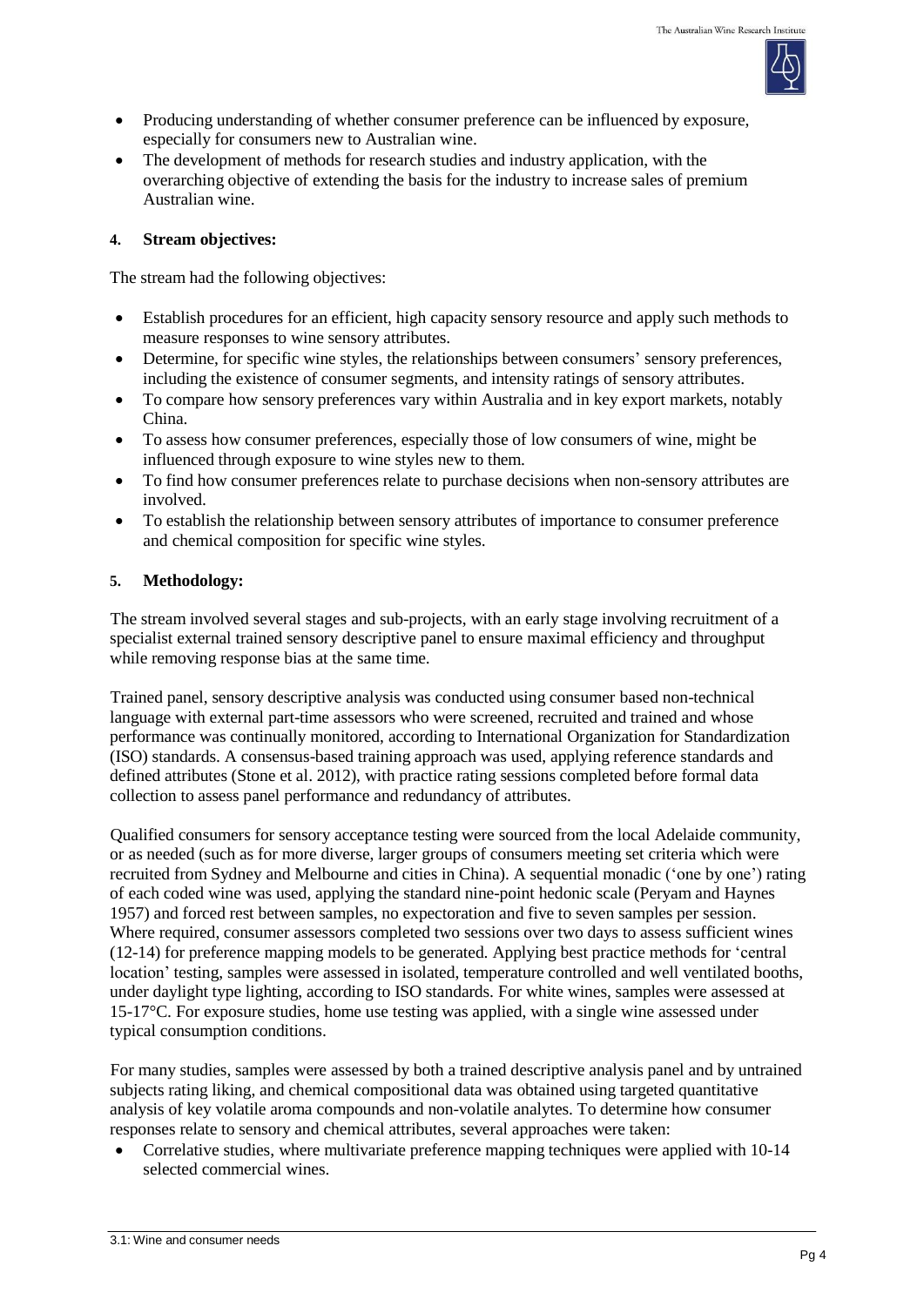- Producing understanding of whether consumer preference can be influenced by exposure, especially for consumers new to Australian wine.
- The development of methods for research studies and industry application, with the overarching objective of extending the basis for the industry to increase sales of premium Australian wine.

## 4. Stream objectives:

The stream had the following objectives:

- Establish procedures for an efficient, high capacity sensory resource and apply such methods to measure responses to wine sensory attributes.
- Determine, for specific wine styles, the relationships between consumers' sensory preferences, including the existence of consumer segments, and intensity ratings of sensory attributes.
- To compare how sensory preferences vary within Australia and in key export markets, notably China.
- To assess how consumer preferences, especially those of low consumers of wine, might be influenced through exposure to wine styles new to them.
- To find how consumer preferences relate to purchase decisions when non-sensory attributes are involved.
- To establish the relationship between sensory attributes of importance to consumer preference and chemical composition for specific wine styles.

## 5. Methodology:

The stream involved several stages and sub-projects, with an early stage involving recruitment of a specialist external trained sensory descriptive panel to ensure maximal efficiency and throughput while removing response bias at the same time.

Trained panel, sensory descriptive analysis was conducted using consumer based non-technical language with external part-time assessors who were screened, recruited and trained and whose performance was continually monitored, according to International Organization for Standardization (ISO) standards. A consensus-based training approach was used, applying reference standards and defined attributes (Stone et al. 2012), with practice rating sessions completed before formal data collection to assess panel performance and redundancy of attributes.

Qualified consumers for sensory acceptance testing were sourced from the local Adelaide community, or as needed (such as for more diverse, larger groups of consumers meeting set criteria which were recruited from Sydney and Melbourne and cities in China). A sequential monadic ('one by one') rating of each coded wine was used, applying the standard nine-point hedonic scale (Peryam and Haynes 1957) and forced rest between samples, no expectoration and five to seven samples per session. Where required, consumer assessors completed two sessions over two days to assess sufficient wines (12-14) for preference mapping models to be generated. Applying best practice methods for 'central location' testing, samples were assessed in isolated, temperature controlled and well ventilated booths, under daylight type lighting, according to ISO standards. For white wines, samples were assessed at 15-17°C. For exposure studies, home use testing was applied, with a single wine assessed under typical consumption conditions.

For many studies, samples were assessed by both a trained descriptive analysis panel and by untrained subjects rating liking, and chemical compositional data was obtained using targeted quantitative analysis of key volatile aroma compounds and non-volatile analytes. To determine how consumer responses relate to sensory and chemical attributes, several approaches were taken:

- Correlative studies, where multivariate preference mapping techniques were applied with 10-14 selected commercial wines.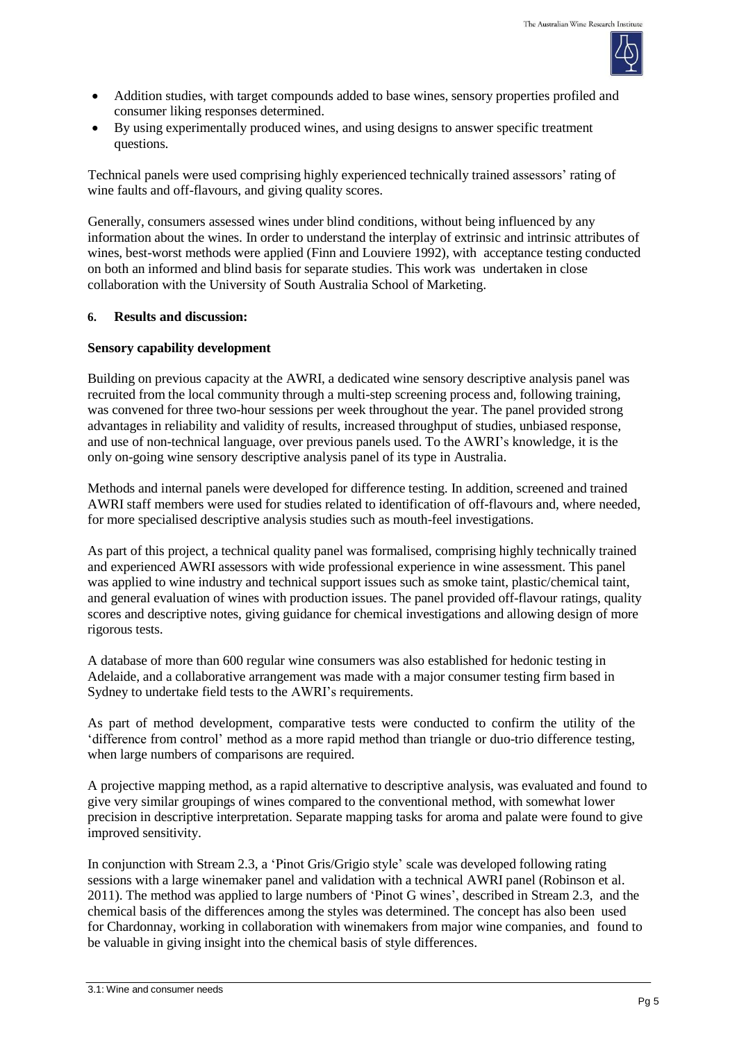- Addition studies, with target compounds added to base wines, sensory properties profiled and consumer liking responses determined.
- By using experimentally produced wines, and using designs to answer specific treatment questions.

Technical panels were used comprising highly experienced technically trained assessors' rating of wine faults and off-flavours, and giving quality scores.

Generally, consumers assessed wines under blind conditions, without being influenced by any information about the wines. In order to understand the interplay of extrinsic and intrinsic attributes of wines, best-worst methods were applied (Finn and Louviere 1992), with acceptance testing conducted on both an informed and blind basis for separate studies. This work was undertaken in close collaboration with the University of South Australia School of Marketing.

**6. Results and discussion:**

**Sensory capability development**

Building on previous capacity at the AWRI, a dedicated wine sensory descriptive analysis panel was recruited from the local community through a multi-step screening process and, following training, was convened for three two-hour sessions per week throughout the year. The panel provided strong advantages in reliability and validity of results, increased throughput of studies, unbiased response, and use of non-technical language, over previous panels used. To the AWRI's knowledge, it is the only on-going wine sensory descriptive analysis panel of its type in Australia.

Methods and internal panels were developed for difference testing. In addition, screened and trained AWRI staff members were used for studies related to identification of off-flavours and, where needed, for more specialised descriptive analysis studies such as mouth-feel investigations.

As part of this project, a technical quality panel was formalised, comprising highly technically trained and experienced AWRI assessors with wide professional experience in wine assessment. This panel was applied to wine industry and technical support issues such as smoke taint, plastic/chemical taint, and general evaluation of wines with production issues. The panel provided off-flavour ratings, quality scores and descriptive notes, giving guidance for chemical investigations and allowing design of more rigorous tests.

A database of more than 600 regular wine consumers was also established for hedonic testing in Adelaide, and a collaborative arrangement was made with a major consumer testing firm based in Sydney to undertake field tests to the AWRI's requirements.

As part of method development, comparative tests were conducted to confirm the utility of the 'difference from control' method as a more rapid method than triangle or duo-trio difference testing, when large numbers of comparisons are required.

A projective mapping method, as a rapid alternative to descriptive analysis, was evaluated and found to give very similar groupings of wines compared to the conventional method, with somewhat lower precision in descriptive interpretation. Separate mapping tasks for aroma and palate were found to give improved sensitivity.

In conjunction with Stream 2.3, a 'Pinot Gris/Grigio style' scale was developed following rating sessions with a large winemaker panel and validation with a technical AWRI panel (Robinson et al. 2011). The method was applied to large numbers of 'Pinot G wines', described in Stream 2.3, and the chemical basis of the differences among the styles was determined. The concept has also been used for Chardonnay, working in collaboration with winemakers from major wine companies, and found to be valuable in giving insight into the chemical basis of style differences.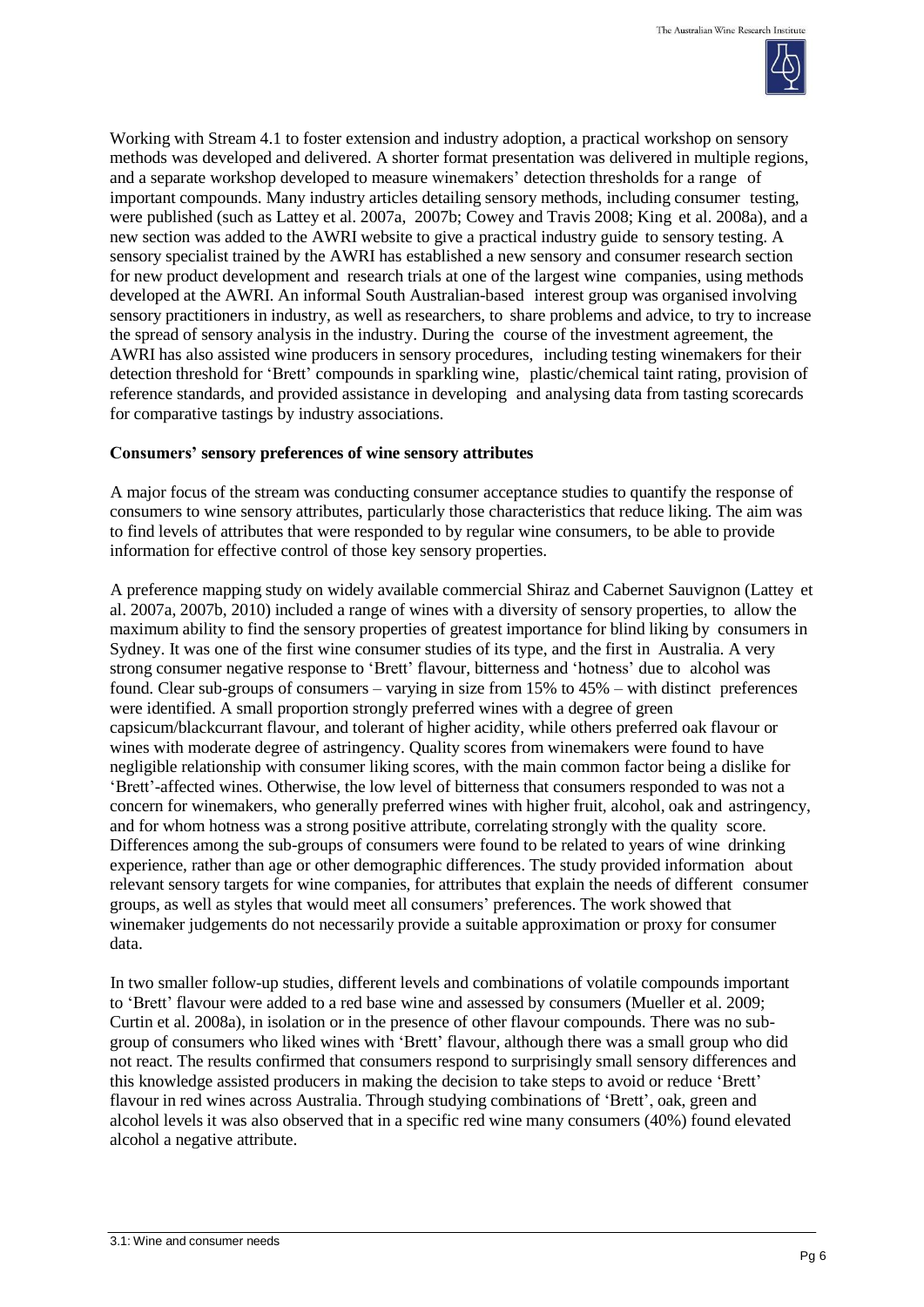Working with Stream 4.1 to foster extension and industry adoption, a practical workshop on sensory methods was developed and delivered. A shorter format presentation was delivered in multiple regions, and a separate workshop developed to measure winemakers' detection thresholds for a range of important compounds. Many industry articles detailing sensory methods, including consumer testing, were published (such as Lattey et al. 2007a, 2007b; Cowey and Travis 2008; King et al. 2008a), and a new section was added to the AWRI website to give a practical industry guide to sensory testing. A sensory specialist trained by the AWRI has established a new sensory and consumer research section for new product development and research trials at one of the largest wine companies, using methods developed at the AWRI. An informal South Australian-based interest group was organised involving sensory practitioners in industry, as well as researchers, to share problems and advice, to try to increase the spread of sensory analysis in the industry. During the course of the investment agreement, the AWRI has also assisted wine producers in sensory procedures, including testing winemakers for their detection threshold for 'Brett' compounds in sparkling wine, plastic/chemical taint rating, provision of reference standards, and provided assistance in developing and analysing data from tasting scorecards for comparative tastings by industry associations.

**Consumers' sensory preferences of wine sensory attributes**

A major focus of the stream was conducting consumer acceptance studies to quantify the response of consumers to wine sensory attributes, particularly those characteristics that reduce liking. The aim was to find levels of attributes that were responded to by regular wine consumers, to be able to provide information for effective control of those key sensory properties.

A preference mapping study on widely available commercial Shiraz and Cabernet Sauvignon (Lattey et al. 2007a, 2007b, 2010) included a range of wines with a diversity of sensory properties, to allow the maximum ability to find the sensory properties of greatest importance for blind liking by consumers in Sydney. It was one of the first wine consumer studies of its type, and the first in Australia. A very strong consumer negative response to 'Brett' flavour, bitterness and 'hotness' due to alcohol was found. Clear sub-groups of consumers – varying in size from 15% to 45% – with distinct preferences were identified. A small proportion strongly preferred wines with a degree of green capsicum/blackcurrant flavour, and tolerant of higher acidity, while others preferred oak flavour or wines with moderate degree of astringency. Quality scores from winemakers were found to have negligible relationship with consumer liking scores, with the main common factor being a dislike for 'Brett'-affected wines. Otherwise, the low level of bitterness that consumers responded to was not a concern for winemakers, who generally preferred wines with higher fruit, alcohol, oak and astringency, and for whom hotness was a strong positive attribute, correlating strongly with the quality score. Differences among the sub-groups of consumers were found to be related to years of wine drinking experience, rather than age or other demographic differences. The study provided information about relevant sensory targets for wine companies, for attributes that explain the needs of different consumer groups, as well as styles that would meet all consumers' preferences. The work showed that winemaker judgements do not necessarily provide a suitable approximation or proxy for consumer data.

In two smaller follow-up studies, different levels and combinations of volatile compounds important to 'Brett' flavour were added to a red base wine and assessed by consumers (Mueller et al. 2009; Curtin et al. 2008a), in isolation or in the presence of other flavour compounds. There was no sub-group of consumers who liked wines with 'Brett' flavour, although there was a small group who did not react. The results confirmed that consumers respond to surprisingly small sensory differences and this knowledge assisted producers in making the decision to take steps to avoid or reduce 'Brett' flavour in red wines across Australia. Through studying combinations of 'Brett', oak, green and alcohol levels it was also observed that in a specific red wine many consumers (40%) found elevated alcohol a negative attribute.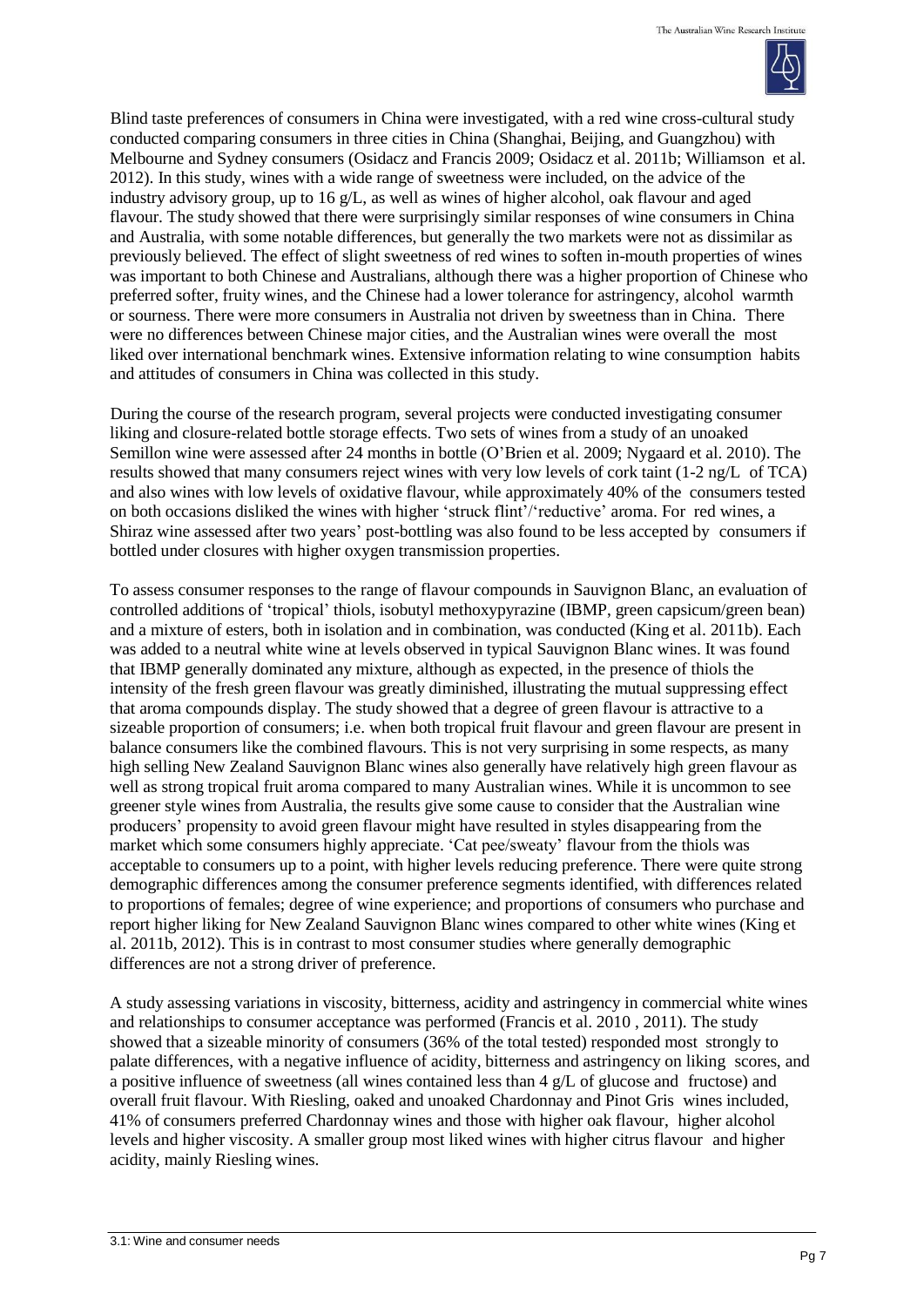Blind taste preferences of consumers in China were investigated, with a red wine cross-cultural study conducted comparing consumers in three cities in China (Shanghai, Beijing, and Guangzhou) with Melbourne and Sydney consumers (Osidacz and Francis 2009; Osidacz et al. 2011b; Williamson et al. 2012). In this study, wines with a wide range of sweetness were included, on the advice of the industry advisory group, up to 16 g/L, as well as wines of higher alcohol, oak flavour and aged flavour. The study showed that there were surprisingly similar responses of wine consumers in China and Australia, with some notable differences, but generally the two markets were not as dissimilar as previously believed. The effect of slight sweetness of red wines to soften in-mouth properties of wines was important to both Chinese and Australians, although there was a higher proportion of Chinese who preferred softer, fruity wines, and the Chinese had a lower tolerance for astringency, alcohol warmth or sourness. There were more consumers in Australia not driven by sweetness than in China. There were no differences between Chinese major cities, and the Australian wines were overall the most liked over international benchmark wines. Extensive information relating to wine consumption habits and attitudes of consumers in China was collected in this study.

During the course of the research program, several projects were conducted investigating consumer liking and closure-related bottle storage effects. Two sets of wines from a study of an unoaked Semillon wine were assessed after 24 months in bottle (O'Brien et al. 2009; Nygaard et al. 2010). The results showed that many consumers reject wines with very low levels of cork taint (1-2 ng/L of TCA) and also wines with low levels of oxidative flavour, while approximately 40% of the consumers tested on both occasions disliked the wines with higher 'struck flint'/'reductive' aroma. For red wines, a Shiraz wine assessed after two years' post-bottling was also found to be less accepted by consumers if bottled under closures with higher oxygen transmission properties.

To assess consumer responses to the range of flavour compounds in Sauvignon Blanc, an evaluation of controlled additions of 'tropical' thiols, isobutyl methoxypyrazine (IBMP, green capsicum/green bean) and a mixture of esters, both in isolation and in combination, was conducted (King et al. 2011b). Each was added to a neutral white wine at levels observed in typical Sauvignon Blanc wines. It was found that IBMP generally dominated any mixture, although as expected, in the presence of thiols the intensity of the fresh green flavour was greatly diminished, illustrating the mutual suppressing effect that aroma compounds display. The study showed that a degree of green flavour is attractive to a sizeable proportion of consumers; i.e. when both tropical fruit flavour and green flavour are present in balance consumers like the combined flavours. This is not very surprising in some respects, as many high selling New Zealand Sauvignon Blanc wines also generally have relatively high green flavour as well as strong tropical fruit aroma compared to many Australian wines. While it is uncommon to see greener style wines from Australia, the results give some cause to consider that the Australian wine producers' propensity to avoid green flavour might have resulted in styles disappearing from the market which some consumers highly appreciate. 'Cat pee/sweaty' flavour from the thiols was acceptable to consumers up to a point, with higher levels reducing preference. There were quite strong demographic differences among the consumer preference segments identified, with differences related to proportions of females; degree of wine experience; and proportions of consumers who purchase and report higher liking for New Zealand Sauvignon Blanc wines compared to other white wines (King et al. 2011b, 2012). This is in contrast to most consumer studies where generally demographic differences are not a strong driver of preference.

A study assessing variations in viscosity, bitterness, acidity and astringency in commercial white wines and relationships to consumer acceptance was performed (Francis et al. 2010 , 2011). The study showed that a sizeable minority of consumers (36% of the total tested) responded most strongly to palate differences, with a negative influence of acidity, bitterness and astringency on liking scores, and a positive influence of sweetness (all wines contained less than 4 g/L of glucose and fructose) and overall fruit flavour. With Riesling, oaked and unoaked Chardonnay and Pinot Gris wines included, 41% of consumers preferred Chardonnay wines and those with higher oak flavour, higher alcohol levels and higher viscosity. A smaller group most liked wines with higher citrus flavour and higher acidity, mainly Riesling wines.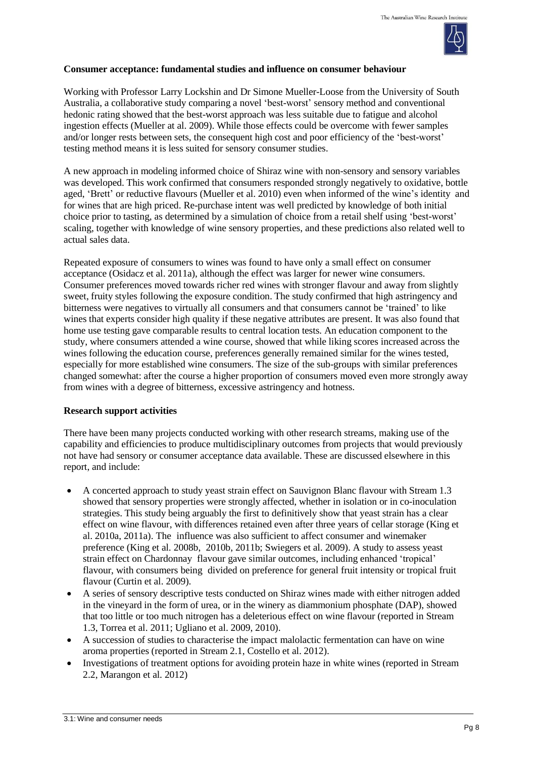**Consumer acceptance: fundamental studies and influence on consumer behaviour**

Working with Professor Larry Lockshin and Dr Simone Mueller-Loose from the University of South Australia, a collaborative study comparing a novel 'best-worst' sensory method and conventional hedonic rating showed that the best-worst approach was less suitable due to fatigue and alcohol ingestion effects (Mueller at al. 2009). While those effects could be overcome with fewer samples and/or longer rests between sets, the consequent high cost and poor efficiency of the 'best-worst' testing method means it is less suited for sensory consumer studies.

A new approach in modeling informed choice of Shiraz wine with non-sensory and sensory variables was developed. This work confirmed that consumers responded strongly negatively to oxidative, bottle aged, 'Brett' or reductive flavours (Mueller et al. 2010) even when informed of the wine's identity and for wines that are high priced. Re-purchase intent was well predicted by knowledge of both initial choice prior to tasting, as determined by a simulation of choice from a retail shelf using 'best-worst' scaling, together with knowledge of wine sensory properties, and these predictions also related well to actual sales data.

Repeated exposure of consumers to wines was found to have only a small effect on consumer acceptance (Osidacz et al. 2011a), although the effect was larger for newer wine consumers. Consumer preferences moved towards richer red wines with stronger flavour and away from slightly sweet, fruity styles following the exposure condition. The study confirmed that high astringency and bitterness were negatives to virtually all consumers and that consumers cannot be 'trained' to like wines that experts consider high quality if these negative attributes are present. It was also found that home use testing gave comparable results to central location tests. An education component to the study, where consumers attended a wine course, showed that while liking scores increased across the wines following the education course, preferences generally remained similar for the wines tested, especially for more established wine consumers. The size of the sub-groups with similar preferences changed somewhat: after the course a higher proportion of consumers moved even more strongly away from wines with a degree of bitterness, excessive astringency and hotness.

**Research support activities**

There have been many projects conducted working with other research streams, making use of the capability and efficiencies to produce multidisciplinary outcomes from projects that would previously not have had sensory or consumer acceptance data available. These are discussed elsewhere in this report, and include:

- A concerted approach to study yeast strain effect on Sauvignon Blanc flavour with Stream 1.3 showed that sensory properties were strongly affected, whether in isolation or in co-inoculation strategies. This study being arguably the first to definitively show that yeast strain has a clear effect on wine flavour, with differences retained even after three years of cellar storage (King et al. 2010a, 2011a). The influence was also sufficient to affect consumer and winemaker preference (King et al. 2008b, 2010b, 2011b; Swiegers et al. 2009). A study to assess yeast strain effect on Chardonnay flavour gave similar outcomes, including enhanced 'tropical' flavour, with consumers being divided on preference for general fruit intensity or tropical fruit flavour (Curtin et al. 2009).
- A series of sensory descriptive tests conducted on Shiraz wines made with either nitrogen added in the vineyard in the form of urea, or in the winery as diammonium phosphate (DAP), showed that too little or too much nitrogen has a deleterious effect on wine flavour (reported in Stream 1.3, Torrea et al. 2011; Ugliano et al. 2009, 2010).
- A succession of studies to characterise the impact malolactic fermentation can have on wine aroma properties (reported in Stream 2.1, Costello et al. 2012).
- Investigations of treatment options for avoiding protein haze in white wines (reported in Stream 2.2, Marangon et al. 2012)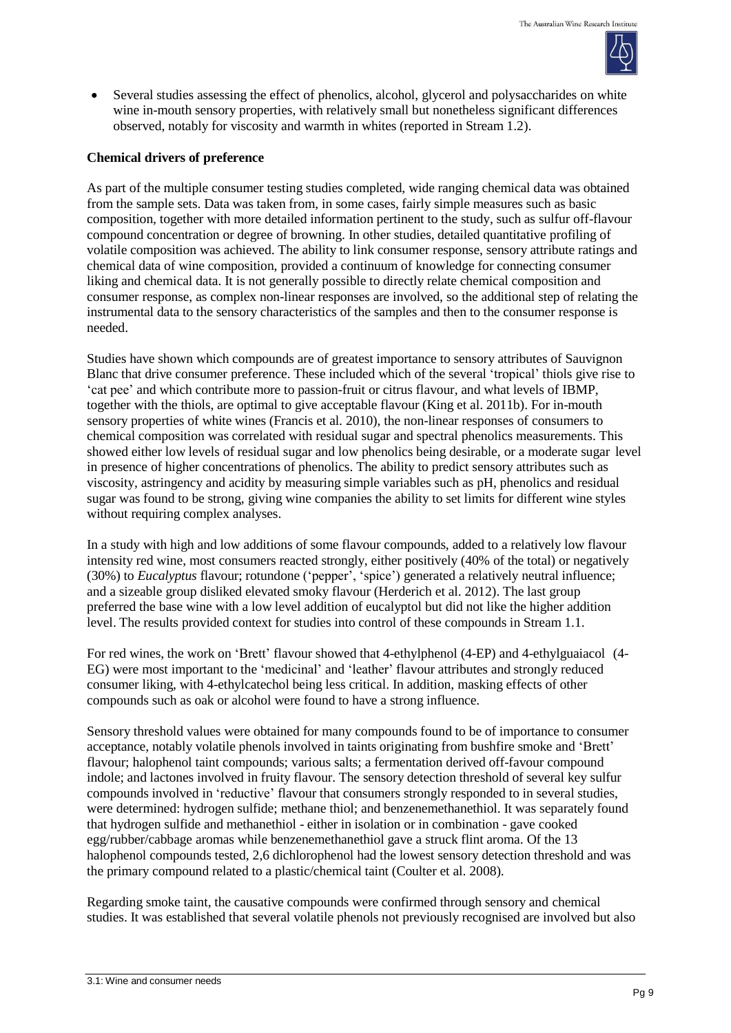- Several studies assessing the effect of phenolics, alcohol, glycerol and polysaccharides on white wine in-mouth sensory properties, with relatively small but nonetheless significant differences observed, notably for viscosity and warmth in whites (reported in Stream 1.2).

**Chemical drivers of preference**

As part of the multiple consumer testing studies completed, wide ranging chemical data was obtained from the sample sets. Data was taken from, in some cases, fairly simple measures such as basic composition, together with more detailed information pertinent to the study, such as sulfur off-flavour compound concentration or degree of browning. In other studies, detailed quantitative profiling of volatile composition was achieved. The ability to link consumer response, sensory attribute ratings and chemical data of wine composition, provided a continuum of knowledge for connecting consumer liking and chemical data. It is not generally possible to directly relate chemical composition and consumer response, as complex non-linear responses are involved, so the additional step of relating the instrumental data to the sensory characteristics of the samples and then to the consumer response is needed.

Studies have shown which compounds are of greatest importance to sensory attributes of Sauvignon Blanc that drive consumer preference. These included which of the several 'tropical' thiols give rise to 'cat pee' and which contribute more to passion-fruit or citrus flavour, and what levels of IBMP, together with the thiols, are optimal to give acceptable flavour (King et al. 2011b). For in-mouth sensory properties of white wines (Francis et al. 2010), the non-linear responses of consumers to chemical composition was correlated with residual sugar and spectral phenolics measurements. This showed either low levels of residual sugar and low phenolics being desirable, or a moderate sugar level in presence of higher concentrations of phenolics. The ability to predict sensory attributes such as viscosity, astringency and acidity by measuring simple variables such as pH, phenolics and residual sugar was found to be strong, giving wine companies the ability to set limits for different wine styles without requiring complex analyses.

In a study with high and low additions of some flavour compounds, added to a relatively low flavour intensity red wine, most consumers reacted strongly, either positively (40% of the total) or negatively (30%) to *Eucalyptus* flavour; rotundone ('pepper', 'spice') generated a relatively neutral influence; and a sizeable group disliked elevated smoky flavour (Herderich et al. 2012). The last group preferred the base wine with a low level addition of eucalyptol but did not like the higher addition level. The results provided context for studies into control of these compounds in Stream 1.1.

For red wines, the work on 'Brett' flavour showed that 4-ethylphenol (4-EP) and 4-ethylguaiacol (4-EG) were most important to the 'medicinal' and 'leather' flavour attributes and strongly reduced consumer liking, with 4-ethylcatechol being less critical. In addition, masking effects of other compounds such as oak or alcohol were found to have a strong influence.

Sensory threshold values were obtained for many compounds found to be of importance to consumer acceptance, notably volatile phenols involved in taints originating from bushfire smoke and 'Brett' flavour; halophenol taint compounds; various salts; a fermentation derived off-favour compound indole; and lactones involved in fruity flavour. The sensory detection threshold of several key sulfur compounds involved in 'reductive' flavour that consumers strongly responded to in several studies, were determined: hydrogen sulfide; methane thiol; and benzenemethanethiol. It was separately found that hydrogen sulfide and methanethiol - either in isolation or in combination - gave cooked egg/rubber/cabbage aromas while benzenemethanethiol gave a struck flint aroma. Of the 13 halophenol compounds tested, 2,6 dichlorophenol had the lowest sensory detection threshold and was the primary compound related to a plastic/chemical taint (Coulter et al. 2008).

Regarding smoke taint, the causative compounds were confirmed through sensory and chemical studies. It was established that several volatile phenols not previously recognised are involved but also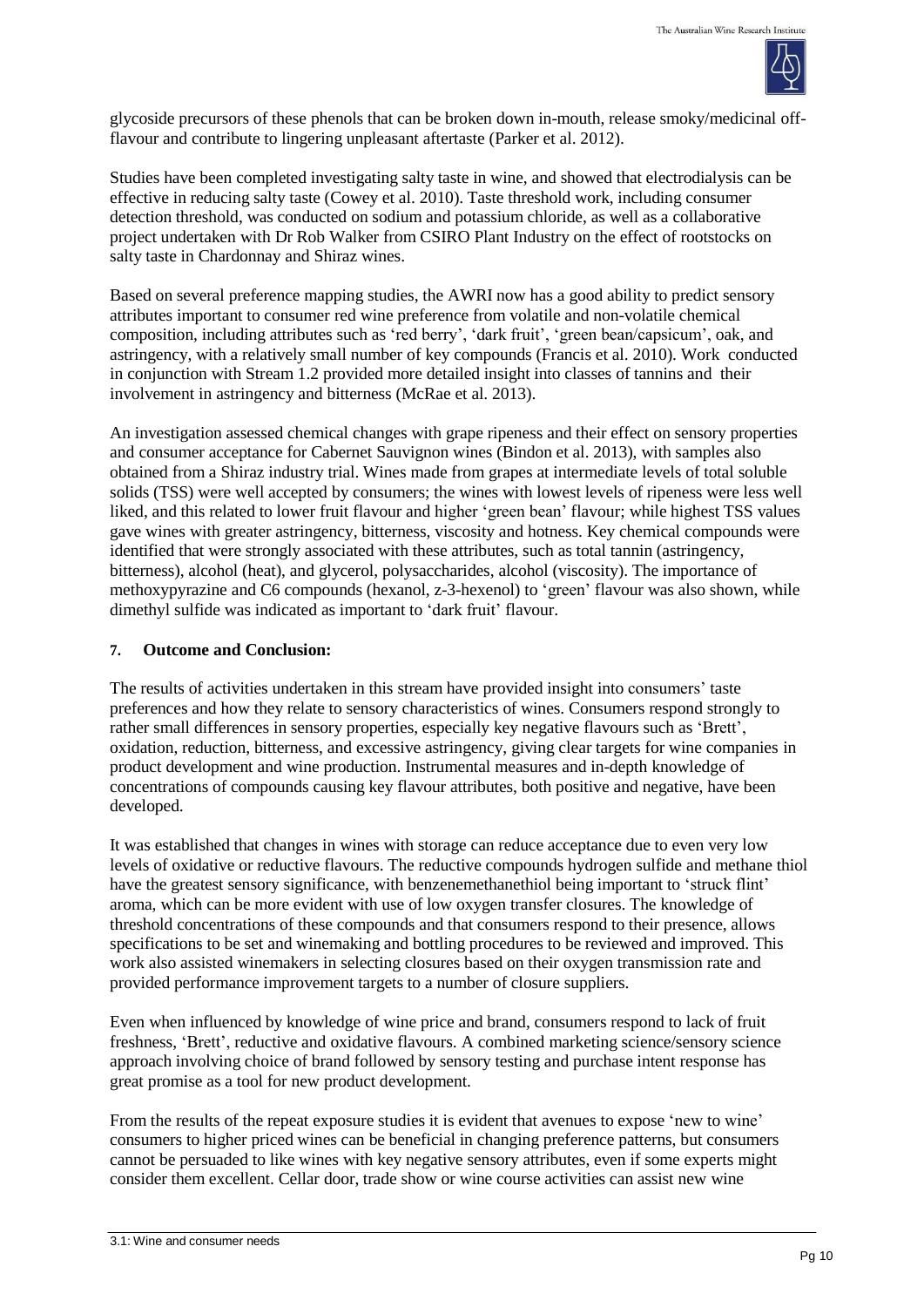glycoside precursors of these phenols that can be broken down in-mouth, release smoky/medicinal off-flavour and contribute to lingering unpleasant aftertaste (Parker et al. 2012).

Studies have been completed investigating salty taste in wine, and showed that electrodialysis can be effective in reducing salty taste (Cowey et al. 2010). Taste threshold work, including consumer detection threshold, was conducted on sodium and potassium chloride, as well as a collaborative project undertaken with Dr Rob Walker from CSIRO Plant Industry on the effect of rootstocks on salty taste in Chardonnay and Shiraz wines.

Based on several preference mapping studies, the AWRI now has a good ability to predict sensory attributes important to consumer red wine preference from volatile and non-volatile chemical composition, including attributes such as 'red berry', 'dark fruit', 'green bean/capsicum', oak, and astringency, with a relatively small number of key compounds (Francis et al. 2010). Work conducted in conjunction with Stream 1.2 provided more detailed insight into classes of tannins and their involvement in astringency and bitterness (McRae et al. 2013).

An investigation assessed chemical changes with grape ripeness and their effect on sensory properties and consumer acceptance for Cabernet Sauvignon wines (Bindon et al. 2013), with samples also obtained from a Shiraz industry trial. Wines made from grapes at intermediate levels of total soluble solids (TSS) were well accepted by consumers; the wines with lowest levels of ripeness were less well liked, and this related to lower fruit flavour and higher 'green bean' flavour; while highest TSS values gave wines with greater astringency, bitterness, viscosity and hotness. Key chemical compounds were identified that were strongly associated with these attributes, such as total tannin (astringency, bitterness), alcohol (heat), and glycerol, polysaccharides, alcohol (viscosity). The importance of methoxypyrazine and C6 compounds (hexanol, z-3-hexenol) to 'green' flavour was also shown, while dimethyl sulfide was indicated as important to 'dark fruit' flavour.

## 7. Outcome and Conclusion:

The results of activities undertaken in this stream have provided insight into consumers' taste preferences and how they relate to sensory characteristics of wines. Consumers respond strongly to rather small differences in sensory properties, especially key negative flavours such as 'Brett', oxidation, reduction, bitterness, and excessive astringency, giving clear targets for wine companies in product development and wine production. Instrumental measures and in-depth knowledge of concentrations of compounds causing key flavour attributes, both positive and negative, have been developed.

It was established that changes in wines with storage can reduce acceptance due to even very low levels of oxidative or reductive flavours. The reductive compounds hydrogen sulfide and methane thiol have the greatest sensory significance, with benzenemethanethiol being important to 'struck flint' aroma, which can be more evident with use of low oxygen transfer closures. The knowledge of threshold concentrations of these compounds and that consumers respond to their presence, allows specifications to be set and winemaking and bottling procedures to be reviewed and improved. This work also assisted winemakers in selecting closures based on their oxygen transmission rate and provided performance improvement targets to a number of closure suppliers.

Even when influenced by knowledge of wine price and brand, consumers respond to lack of fruit freshness, 'Brett', reductive and oxidative flavours. A combined marketing science/sensory science approach involving choice of brand followed by sensory testing and purchase intent response has great promise as a tool for new product development.

From the results of the repeat exposure studies it is evident that avenues to expose 'new to wine' consumers to higher priced wines can be beneficial in changing preference patterns, but consumers cannot be persuaded to like wines with key negative sensory attributes, even if some experts might consider them excellent. Cellar door, trade show or wine course activities can assist new wine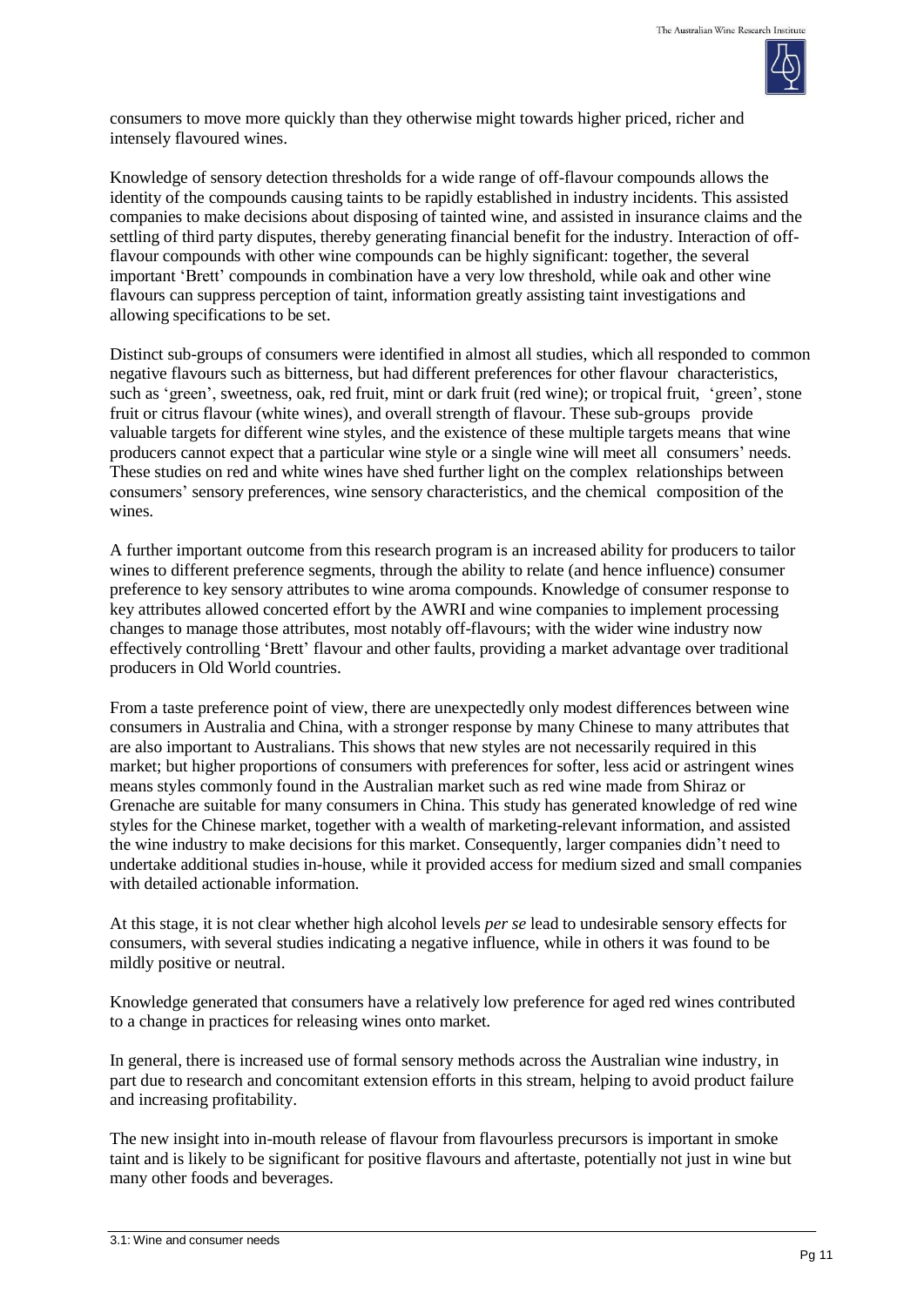consumers to move more quickly than they otherwise might towards higher priced, richer and intensely flavoured wines.

Knowledge of sensory detection thresholds for a wide range of off-flavour compounds allows the identity of the compounds causing taints to be rapidly established in industry incidents. This assisted companies to make decisions about disposing of tainted wine, and assisted in insurance claims and the settling of third party disputes, thereby generating financial benefit for the industry. Interaction of off-flavour compounds with other wine compounds can be highly significant: together, the several important 'Brett' compounds in combination have a very low threshold, while oak and other wine flavours can suppress perception of taint, information greatly assisting taint investigations and allowing specifications to be set.

Distinct sub-groups of consumers were identified in almost all studies, which all responded to common negative flavours such as bitterness, but had different preferences for other flavour characteristics, such as 'green', sweetness, oak, red fruit, mint or dark fruit (red wine); or tropical fruit, 'green', stone fruit or citrus flavour (white wines), and overall strength of flavour. These sub-groups provide valuable targets for different wine styles, and the existence of these multiple targets means that wine producers cannot expect that a particular wine style or a single wine will meet all consumers' needs. These studies on red and white wines have shed further light on the complex relationships between consumers' sensory preferences, wine sensory characteristics, and the chemical composition of the wines.

A further important outcome from this research program is an increased ability for producers to tailor wines to different preference segments, through the ability to relate (and hence influence) consumer preference to key sensory attributes to wine aroma compounds. Knowledge of consumer response to key attributes allowed concerted effort by the AWRI and wine companies to implement processing changes to manage those attributes, most notably off-flavours; with the wider wine industry now effectively controlling 'Brett' flavour and other faults, providing a market advantage over traditional producers in Old World countries.

From a taste preference point of view, there are unexpectedly only modest differences between wine consumers in Australia and China, with a stronger response by many Chinese to many attributes that are also important to Australians. This shows that new styles are not necessarily required in this market; but higher proportions of consumers with preferences for softer, less acid or astringent wines means styles commonly found in the Australian market such as red wine made from Shiraz or Grenache are suitable for many consumers in China. This study has generated knowledge of red wine styles for the Chinese market, together with a wealth of marketing-relevant information, and assisted the wine industry to make decisions for this market. Consequently, larger companies didn't need to undertake additional studies in-house, while it provided access for medium sized and small companies with detailed actionable information.

At this stage, it is not clear whether high alcohol levels *per se* lead to undesirable sensory effects for consumers, with several studies indicating a negative influence, while in others it was found to be mildly positive or neutral.

Knowledge generated that consumers have a relatively low preference for aged red wines contributed to a change in practices for releasing wines onto market.

In general, there is increased use of formal sensory methods across the Australian wine industry, in part due to research and concomitant extension efforts in this stream, helping to avoid product failure and increasing profitability.

The new insight into in-mouth release of flavour from flavourless precursors is important in smoke taint and is likely to be significant for positive flavours and aftertaste, potentially not just in wine but many other foods and beverages.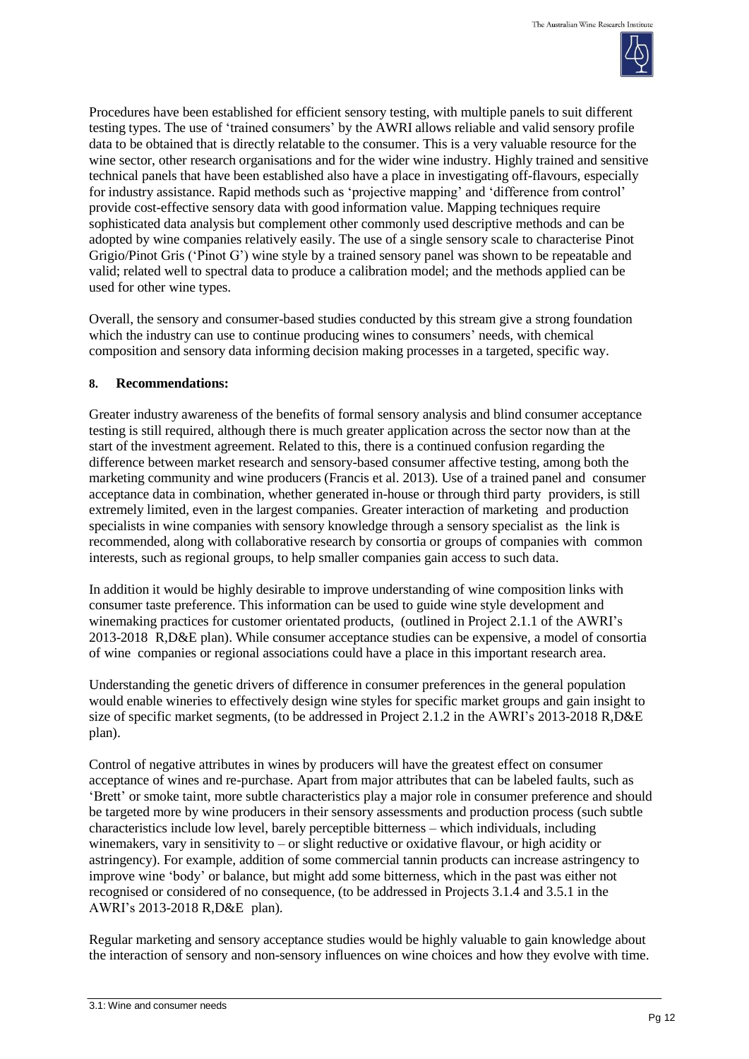Procedures have been established for efficient sensory testing, with multiple panels to suit different testing types. The use of 'trained consumers' by the AWRI allows reliable and valid sensory profile data to be obtained that is directly relatable to the consumer. This is a very valuable resource for the wine sector, other research organisations and for the wider wine industry. Highly trained and sensitive technical panels that have been established also have a place in investigating off-flavours, especially for industry assistance. Rapid methods such as 'projective mapping' and 'difference from control' provide cost-effective sensory data with good information value. Mapping techniques require sophisticated data analysis but complement other commonly used descriptive methods and can be adopted by wine companies relatively easily. The use of a single sensory scale to characterise Pinot Grigio/Pinot Gris ('Pinot G') wine style by a trained sensory panel was shown to be repeatable and valid; related well to spectral data to produce a calibration model; and the methods applied can be used for other wine types.

Overall, the sensory and consumer-based studies conducted by this stream give a strong foundation which the industry can use to continue producing wines to consumers' needs, with chemical composition and sensory data informing decision making processes in a targeted, specific way.

## 8. Recommendations:

Greater industry awareness of the benefits of formal sensory analysis and blind consumer acceptance testing is still required, although there is much greater application across the sector now than at the start of the investment agreement. Related to this, there is a continued confusion regarding the difference between market research and sensory-based consumer affective testing, among both the marketing community and wine producers (Francis et al. 2013). Use of a trained panel and consumer acceptance data in combination, whether generated in-house or through third party providers, is still extremely limited, even in the largest companies. Greater interaction of marketing and production specialists in wine companies with sensory knowledge through a sensory specialist as the link is recommended, along with collaborative research by consortia or groups of companies with common interests, such as regional groups, to help smaller companies gain access to such data.

In addition it would be highly desirable to improve understanding of wine composition links with consumer taste preference. This information can be used to guide wine style development and winemaking practices for customer orientated products, (outlined in Project 2.1.1 of the AWRI's 2013-2018 R,D&E plan). While consumer acceptance studies can be expensive, a model of consortia of wine companies or regional associations could have a place in this important research area.

Understanding the genetic drivers of difference in consumer preferences in the general population would enable wineries to effectively design wine styles for specific market groups and gain insight to size of specific market segments, (to be addressed in Project 2.1.2 in the AWRI's 2013-2018 R,D&E plan).

Control of negative attributes in wines by producers will have the greatest effect on consumer acceptance of wines and re-purchase. Apart from major attributes that can be labeled faults, such as 'Brett' or smoke taint, more subtle characteristics play a major role in consumer preference and should be targeted more by wine producers in their sensory assessments and production process (such subtle characteristics include low level, barely perceptible bitterness – which individuals, including winemakers, vary in sensitivity to – or slight reductive or oxidative flavour, or high acidity or astringency). For example, addition of some commercial tannin products can increase astringency to improve wine 'body' or balance, but might add some bitterness, which in the past was either not recognised or considered of no consequence, (to be addressed in Projects 3.1.4 and 3.5.1 in the AWRI's 2013-2018 R,D&E plan).

Regular marketing and sensory acceptance studies would be highly valuable to gain knowledge about the interaction of sensory and non-sensory influences on wine choices and how they evolve with time.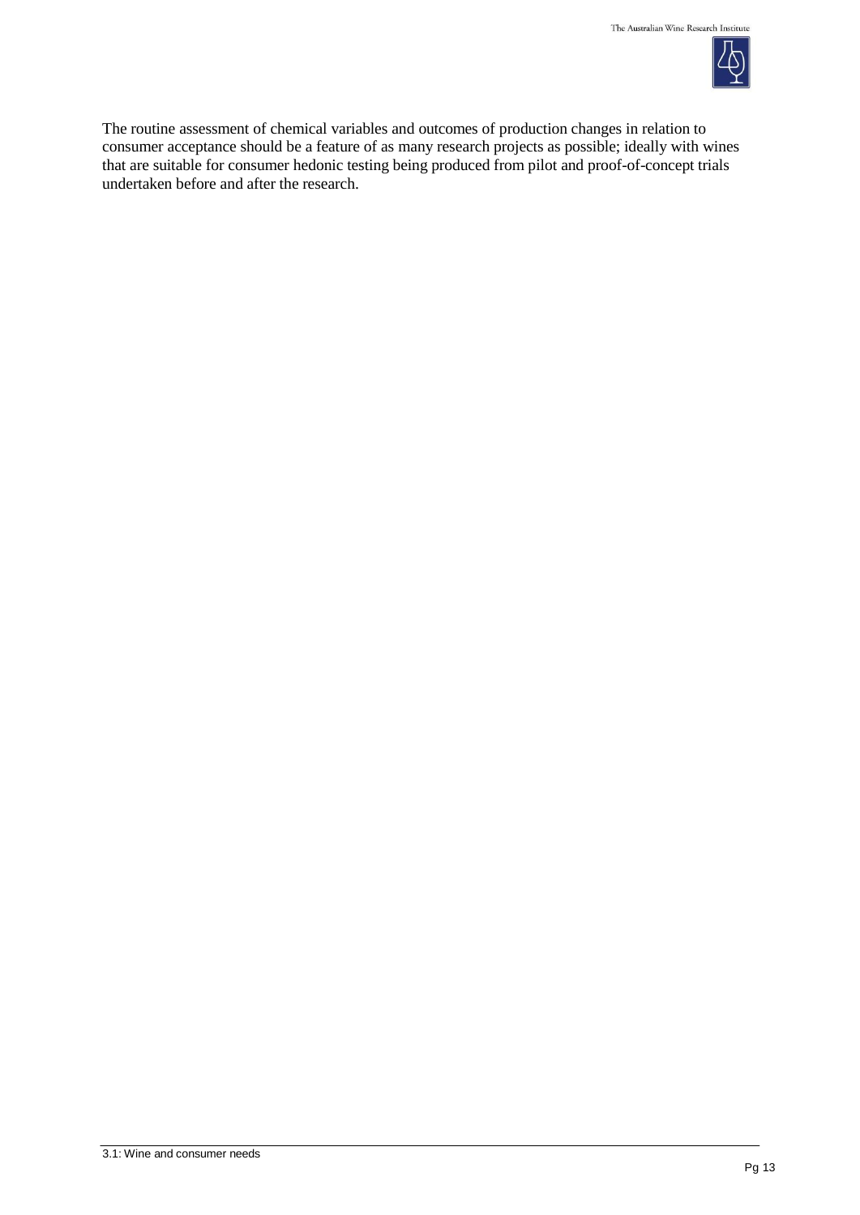The routine assessment of chemical variables and outcomes of production changes in relation to consumer acceptance should be a feature of as many research projects as possible; ideally with wines that are suitable for consumer hedonic testing being produced from pilot and proof-of-concept trials undertaken before and after the research.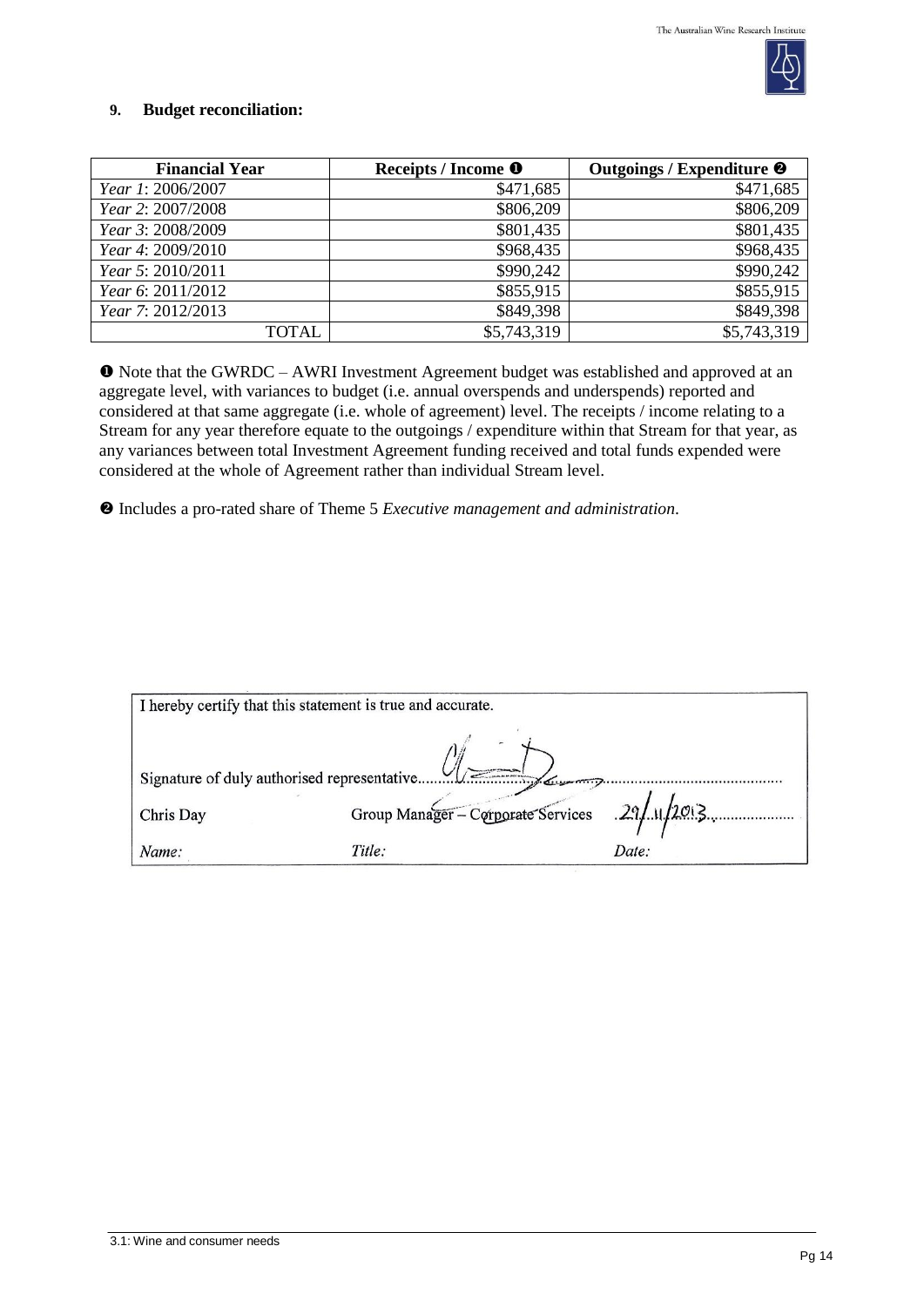## 9. Budget reconciliation:

| Financial Year | Receipts / Income ❶ | Outgoings / Expenditure ❷ |
|---|---|---|
| *Year 1*: 2006/2007 | $471,685 | $471,685 |
| *Year 2*: 2007/2008 | $806,209 | $806,209 |
| *Year 3*: 2008/2009 | $801,435 | $801,435 |
| *Year 4*: 2009/2010 | $968,435 | $968,435 |
| *Year 5*: 2010/2011 | $990,242 | $990,242 |
| *Year 6*: 2011/2012 | $855,915 | $855,915 |
| *Year 7*: 2012/2013 | $849,398 | $849,398 |
| TOTAL | $5,743,319 | $5,743,319 |

❶ Note that the GWRDC – AWRI Investment Agreement budget was established and approved at an aggregate level, with variances to budget (i.e. annual overspends and underspends) reported and considered at that same aggregate (i.e. whole of agreement) level. The receipts / income relating to a Stream for any year therefore equate to the outgoings / expenditure within that Stream for that year, as any variances between total Investment Agreement funding received and total funds expended were considered at the whole of Agreement rather than individual Stream level.

❷ Includes a pro-rated share of Theme 5 *Executive management and administration*.

I hereby certify that this statement is true and accurate.

Signature of duly authorised representative..........................................................

| Chris Day | Group Manager – Corporate Services | 29/11/2013 |
|---|---|---|
| *Name:* | *Title:* | *Date:* |

3.1: Wine and consumer needs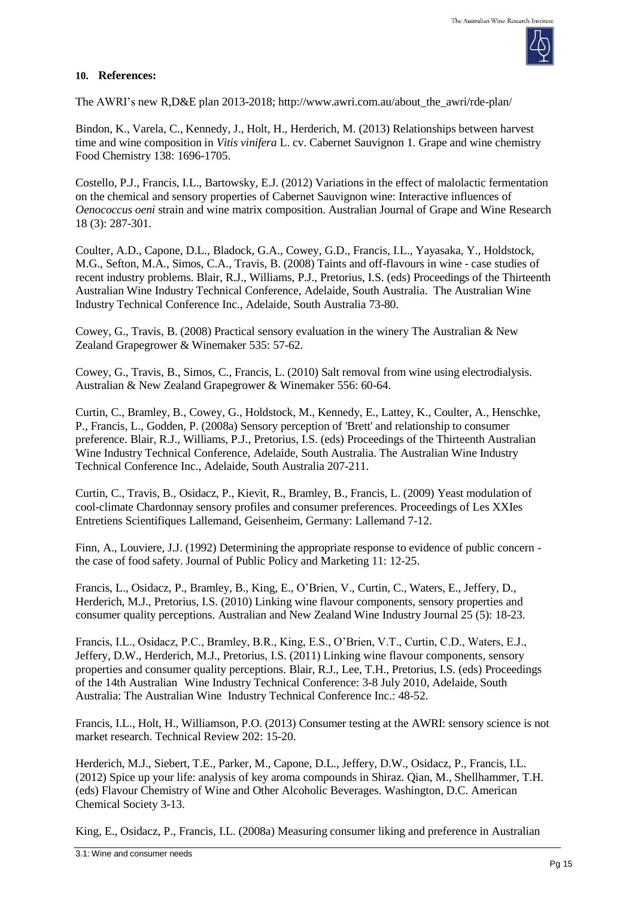## 10. References:

The AWRI's new R,D&E plan 2013-2018; http://www.awri.com.au/about_the_awri/rde-plan/

Bindon, K., Varela, C., Kennedy, J., Holt, H., Herderich, M. (2013) Relationships between harvest time and wine composition in *Vitis vinifera* L. cv. Cabernet Sauvignon 1. Grape and wine chemistry Food Chemistry 138: 1696-1705.

Costello, P.J., Francis, I.L., Bartowsky, E.J. (2012) Variations in the effect of malolactic fermentation on the chemical and sensory properties of Cabernet Sauvignon wine: Interactive influences of *Oenococcus oeni* strain and wine matrix composition. Australian Journal of Grape and Wine Research 18 (3): 287-301.

Coulter, A.D., Capone, D.L., Bladock, G.A., Cowey, G.D., Francis, I.L., Yayasaka, Y., Holdstock, M.G., Sefton, M.A., Simos, C.A., Travis, B. (2008) Taints and off-flavours in wine - case studies of recent industry problems. Blair, R.J., Williams, P.J., Pretorius, I.S. (eds) Proceedings of the Thirteenth Australian Wine Industry Technical Conference, Adelaide, South Australia. The Australian Wine Industry Technical Conference Inc., Adelaide, South Australia 73-80.

Cowey, G., Travis, B. (2008) Practical sensory evaluation in the winery The Australian & New Zealand Grapegrower & Winemaker 535: 57-62.

Cowey, G., Travis, B., Simos, C., Francis, L. (2010) Salt removal from wine using electrodialysis. Australian & New Zealand Grapegrower & Winemaker 556: 60-64.

Curtin, C., Bramley, B., Cowey, G., Holdstock, M., Kennedy, E., Lattey, K., Coulter, A., Henschke, P., Francis, L., Godden, P. (2008a) Sensory perception of 'Brett' and relationship to consumer preference. Blair, R.J., Williams, P.J., Pretorius, I.S. (eds) Proceedings of the Thirteenth Australian Wine Industry Technical Conference, Adelaide, South Australia. The Australian Wine Industry Technical Conference Inc., Adelaide, South Australia 207-211.

Curtin, C., Travis, B., Osidacz, P., Kievit, R., Bramley, B., Francis, L. (2009) Yeast modulation of cool-climate Chardonnay sensory profiles and consumer preferences. Proceedings of Les XXIes Entretiens Scientifiques Lallemand, Geisenheim, Germany: Lallemand 7-12.

Finn, A., Louviere, J.J. (1992) Determining the appropriate response to evidence of public concern - the case of food safety. Journal of Public Policy and Marketing 11: 12-25.

Francis, L., Osidacz, P., Bramley, B., King, E., O'Brien, V., Curtin, C., Waters, E., Jeffery, D., Herderich, M.J., Pretorius, I.S. (2010) Linking wine flavour components, sensory properties and consumer quality perceptions. Australian and New Zealand Wine Industry Journal 25 (5): 18-23.

Francis, I.L., Osidacz, P.C., Bramley, B.R., King, E.S., O'Brien, V.T., Curtin, C.D., Waters, E.J., Jeffery, D.W., Herderich, M.J., Pretorius, I.S. (2011) Linking wine flavour components, sensory properties and consumer quality perceptions. Blair, R.J., Lee, T.H., Pretorius, I.S. (eds) Proceedings of the 14th Australian Wine Industry Technical Conference: 3-8 July 2010, Adelaide, South Australia: The Australian Wine Industry Technical Conference Inc.: 48-52.

Francis, I.L., Holt, H., Williamson, P.O. (2013) Consumer testing at the AWRI: sensory science is not market research. Technical Review 202: 15-20.

Herderich, M.J., Siebert, T.E., Parker, M., Capone, D.L., Jeffery, D.W., Osidacz, P., Francis, I.L. (2012) Spice up your life: analysis of key aroma compounds in Shiraz. Qian, M., Shellhammer, T.H. (eds) Flavour Chemistry of Wine and Other Alcoholic Beverages. Washington, D.C. American Chemical Society 3-13.

King, E., Osidacz, P., Francis, I.L. (2008a) Measuring consumer liking and preference in Australian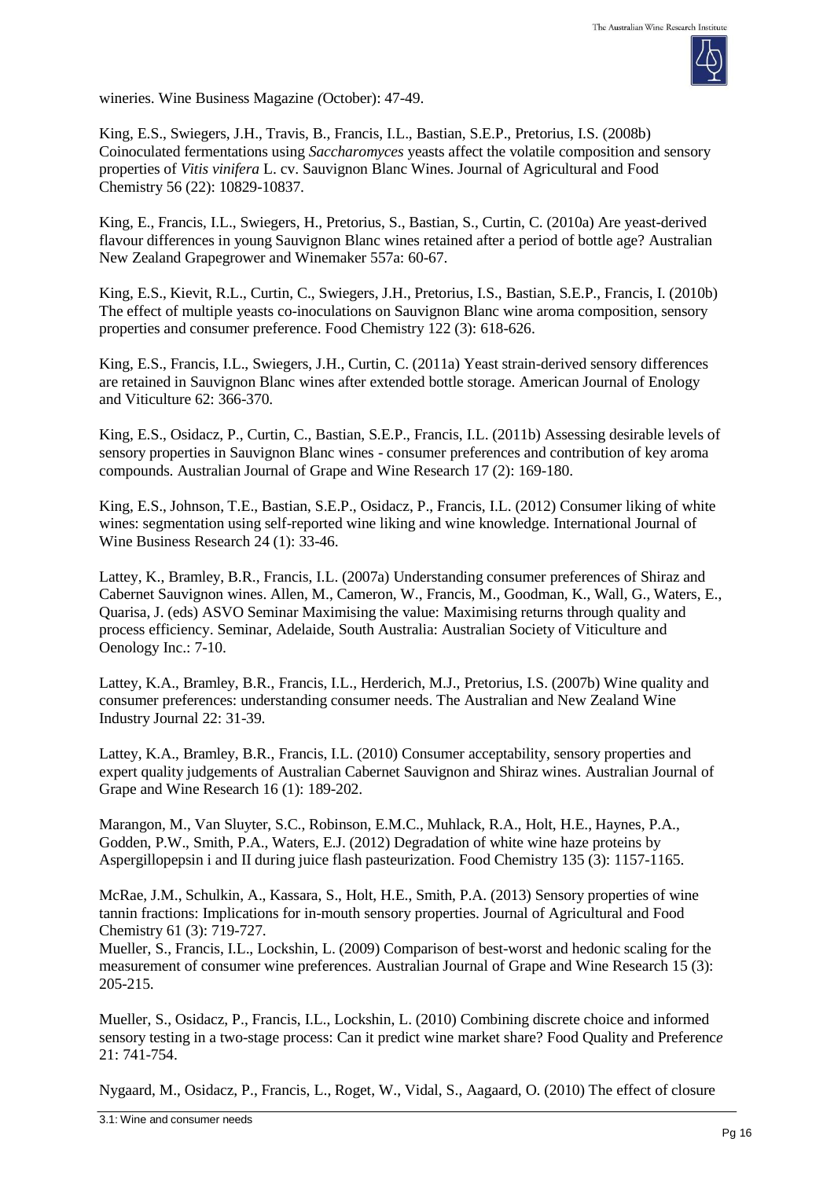wineries. Wine Business Magazine *(*October): 47-49.

King, E.S., Swiegers, J.H., Travis, B., Francis, I.L., Bastian, S.E.P., Pretorius, I.S. (2008b) Coinoculated fermentations using *Saccharomyces* yeasts affect the volatile composition and sensory properties of *Vitis vinifera* L. cv. Sauvignon Blanc Wines. Journal of Agricultural and Food Chemistry 56 (22): 10829-10837.

King, E., Francis, I.L., Swiegers, H., Pretorius, S., Bastian, S., Curtin, C. (2010a) Are yeast-derived flavour differences in young Sauvignon Blanc wines retained after a period of bottle age? Australian New Zealand Grapegrower and Winemaker 557a: 60-67.

King, E.S., Kievit, R.L., Curtin, C., Swiegers, J.H., Pretorius, I.S., Bastian, S.E.P., Francis, I. (2010b) The effect of multiple yeasts co-inoculations on Sauvignon Blanc wine aroma composition, sensory properties and consumer preference. Food Chemistry 122 (3): 618-626.

King, E.S., Francis, I.L., Swiegers, J.H., Curtin, C. (2011a) Yeast strain-derived sensory differences are retained in Sauvignon Blanc wines after extended bottle storage. American Journal of Enology and Viticulture 62: 366-370.

King, E.S., Osidacz, P., Curtin, C., Bastian, S.E.P., Francis, I.L. (2011b) Assessing desirable levels of sensory properties in Sauvignon Blanc wines - consumer preferences and contribution of key aroma compounds*.* Australian Journal of Grape and Wine Research 17 (2): 169-180.

King, E.S., Johnson, T.E., Bastian, S.E.P., Osidacz, P., Francis, I.L. (2012) Consumer liking of white wines: segmentation using self-reported wine liking and wine knowledge. International Journal of Wine Business Research 24 (1): 33-46.

Lattey, K., Bramley, B.R., Francis, I.L. (2007a) Understanding consumer preferences of Shiraz and Cabernet Sauvignon wines. Allen, M., Cameron, W., Francis, M., Goodman, K., Wall, G., Waters, E., Quarisa, J. (eds) ASVO Seminar Maximising the value: Maximising returns through quality and process efficiency. Seminar, Adelaide, South Australia: Australian Society of Viticulture and Oenology Inc.: 7-10.

Lattey, K.A., Bramley, B.R., Francis, I.L., Herderich, M.J., Pretorius, I.S. (2007b) Wine quality and consumer preferences: understanding consumer needs. The Australian and New Zealand Wine Industry Journal 22: 31-39.

Lattey, K.A., Bramley, B.R., Francis, I.L. (2010) Consumer acceptability, sensory properties and expert quality judgements of Australian Cabernet Sauvignon and Shiraz wines. Australian Journal of Grape and Wine Research 16 (1): 189-202.

Marangon, M., Van Sluyter, S.C., Robinson, E.M.C., Muhlack, R.A., Holt, H.E., Haynes, P.A., Godden, P.W., Smith, P.A., Waters, E.J. (2012) Degradation of white wine haze proteins by Aspergillopepsin i and II during juice flash pasteurization. Food Chemistry 135 (3): 1157-1165.

McRae, J.M., Schulkin, A., Kassara, S., Holt, H.E., Smith, P.A. (2013) Sensory properties of wine tannin fractions: Implications for in-mouth sensory properties. Journal of Agricultural and Food Chemistry 61 (3): 719-727.

Mueller, S., Francis, I.L., Lockshin, L. (2009) Comparison of best-worst and hedonic scaling for the measurement of consumer wine preferences. Australian Journal of Grape and Wine Research 15 (3): 205-215.

Mueller, S., Osidacz, P., Francis, I.L., Lockshin, L. (2010) Combining discrete choice and informed sensory testing in a two-stage process: Can it predict wine market share? Food Quality and Preference 21: 741-754.

Nygaard, M., Osidacz, P., Francis, L., Roget, W., Vidal, S., Aagaard, O. (2010) The effect of closure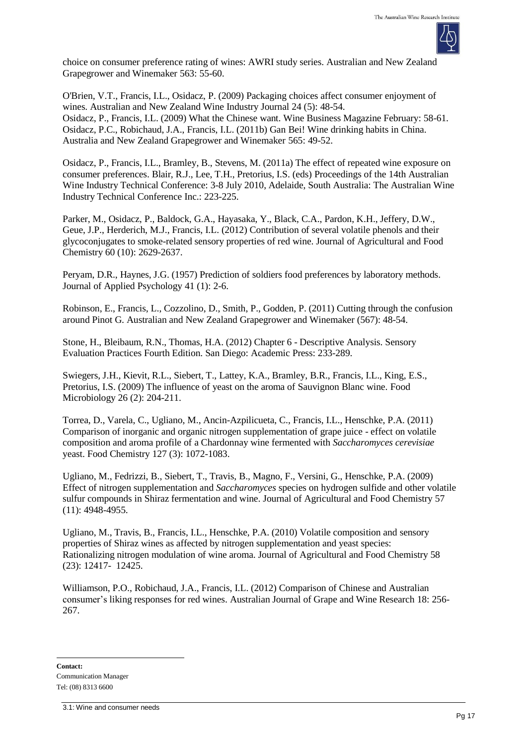choice on consumer preference rating of wines: AWRI study series. Australian and New Zealand Grapegrower and Winemaker 563: 55-60.

O'Brien, V.T., Francis, I.L., Osidacz, P. (2009) Packaging choices affect consumer enjoyment of wines. Australian and New Zealand Wine Industry Journal 24 (5): 48-54.
Osidacz, P., Francis, I.L. (2009) What the Chinese want. Wine Business Magazine February: 58-61.
Osidacz, P.C., Robichaud, J.A., Francis, I.L. (2011b) Gan Bei! Wine drinking habits in China. Australia and New Zealand Grapegrower and Winemaker 565: 49-52.

Osidacz, P., Francis, I.L., Bramley, B., Stevens, M. (2011a) The effect of repeated wine exposure on consumer preferences. Blair, R.J., Lee, T.H., Pretorius, I.S. (eds) Proceedings of the 14th Australian Wine Industry Technical Conference: 3-8 July 2010, Adelaide, South Australia: The Australian Wine Industry Technical Conference Inc.: 223-225.

Parker, M., Osidacz, P., Baldock, G.A., Hayasaka, Y., Black, C.A., Pardon, K.H., Jeffery, D.W., Geue, J.P., Herderich, M.J., Francis, I.L. (2012) Contribution of several volatile phenols and their glycoconjugates to smoke-related sensory properties of red wine. Journal of Agricultural and Food Chemistry 60 (10): 2629-2637.

Peryam, D.R., Haynes, J.G. (1957) Prediction of soldiers food preferences by laboratory methods. Journal of Applied Psychology 41 (1): 2-6.

Robinson, E., Francis, L., Cozzolino, D., Smith, P., Godden, P. (2011) Cutting through the confusion around Pinot G. Australian and New Zealand Grapegrower and Winemaker (567): 48-54.

Stone, H., Bleibaum, R.N., Thomas, H.A. (2012) Chapter 6 - Descriptive Analysis. Sensory Evaluation Practices Fourth Edition. San Diego: Academic Press: 233-289.

Swiegers, J.H., Kievit, R.L., Siebert, T., Lattey, K.A., Bramley, B.R., Francis, I.L., King, E.S., Pretorius, I.S. (2009) The influence of yeast on the aroma of Sauvignon Blanc wine. Food Microbiology 26 (2): 204-211.

Torrea, D., Varela, C., Ugliano, M., Ancin-Azpilicueta, C., Francis, I.L., Henschke, P.A. (2011) Comparison of inorganic and organic nitrogen supplementation of grape juice - effect on volatile composition and aroma profile of a Chardonnay wine fermented with *Saccharomyces cerevisiae* yeast. Food Chemistry 127 (3): 1072-1083.

Ugliano, M., Fedrizzi, B., Siebert, T., Travis, B., Magno, F., Versini, G., Henschke, P.A. (2009) Effect of nitrogen supplementation and *Saccharomyces* species on hydrogen sulfide and other volatile sulfur compounds in Shiraz fermentation and wine. Journal of Agricultural and Food Chemistry 57 (11): 4948-4955.

Ugliano, M., Travis, B., Francis, I.L., Henschke, P.A. (2010) Volatile composition and sensory properties of Shiraz wines as affected by nitrogen supplementation and yeast species: Rationalizing nitrogen modulation of wine aroma. Journal of Agricultural and Food Chemistry 58 (23): 12417- 12425.

Williamson, P.O., Robichaud, J.A., Francis, I.L. (2012) Comparison of Chinese and Australian consumer's liking responses for red wines. Australian Journal of Grape and Wine Research 18: 256-267.

**Contact:**
Communication Manager
Tel: (08) 8313 6600